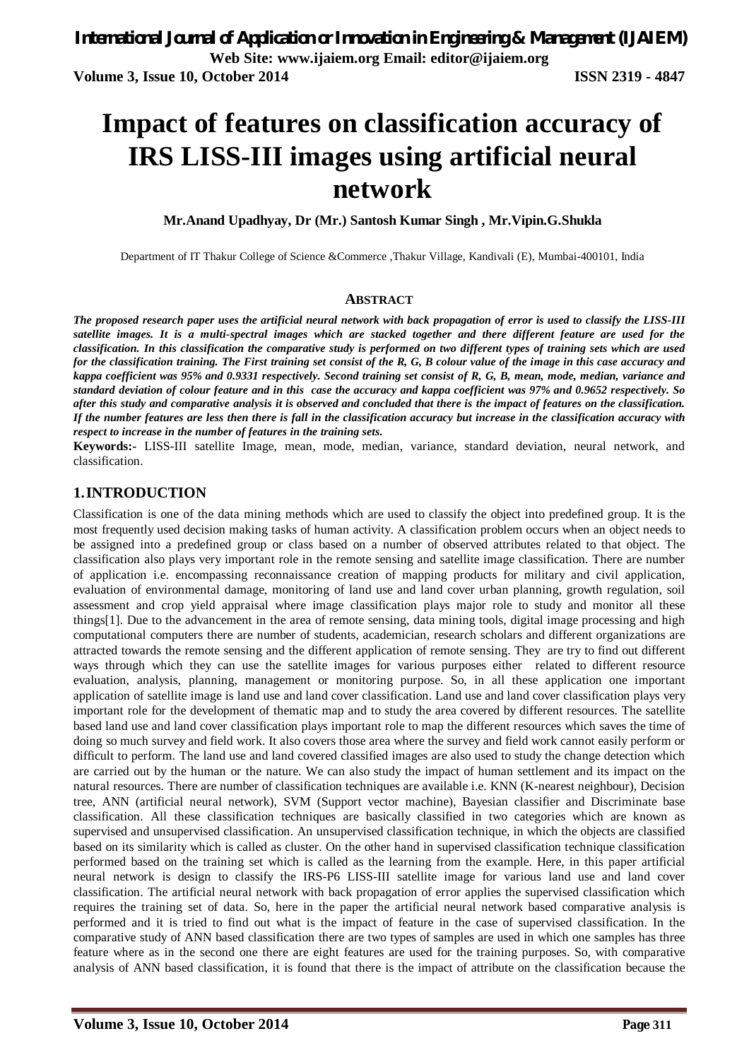# Impact of features on classification accuracy of IRS LISS-III images using artificial neural network

**Mr.Anand Upadhyay, Dr (Mr.) Santosh Kumar Singh , Mr.Vipin.G.Shukla**

Department of IT Thakur College of Science &Commerce ,Thakur Village, Kandivali (E), Mumbai-400101, India

## ABSTRACT

***The proposed research paper uses the artificial neural network with back propagation of error is used to classify the LISS-III satellite images. It is a multi-spectral images which are stacked together and there different feature are used for the classification. In this classification the comparative study is performed on two different types of training sets which are used for the classification training. The First training set consist of the R, G, B colour value of the image in this case accuracy and kappa coefficient was 95% and 0.9331 respectively. Second training set consist of R, G, B, mean, mode, median, variance and standard deviation of colour feature and in this case the accuracy and kappa coefficient was 97% and 0.9652 respectively. So after this study and comparative analysis it is observed and concluded that there is the impact of features on the classification. If the number features are less then there is fall in the classification accuracy but increase in the classification accuracy with respect to increase in the number of features in the training sets.***

**Keywords:-** LISS-III satellite Image, mean, mode, median, variance, standard deviation, neural network, and classification.

## 1. INTRODUCTION

Classification is one of the data mining methods which are used to classify the object into predefined group. It is the most frequently used decision making tasks of human activity. A classification problem occurs when an object needs to be assigned into a predefined group or class based on a number of observed attributes related to that object. The classification also plays very important role in the remote sensing and satellite image classification. There are number of application i.e. encompassing reconnaissance creation of mapping products for military and civil application, evaluation of environmental damage, monitoring of land use and land cover urban planning, growth regulation, soil assessment and crop yield appraisal where image classification plays major role to study and monitor all these things[1]. Due to the advancement in the area of remote sensing, data mining tools, digital image processing and high computational computers there are number of students, academician, research scholars and different organizations are attracted towards the remote sensing and the different application of remote sensing. They are try to find out different ways through which they can use the satellite images for various purposes either related to different resource evaluation, analysis, planning, management or monitoring purpose. So, in all these application one important application of satellite image is land use and land cover classification. Land use and land cover classification plays very important role for the development of thematic map and to study the area covered by different resources. The satellite based land use and land cover classification plays important role to map the different resources which saves the time of doing so much survey and field work. It also covers those area where the survey and field work cannot easily perform or difficult to perform. The land use and land covered classified images are also used to study the change detection which are carried out by the human or the nature. We can also study the impact of human settlement and its impact on the natural resources. There are number of classification techniques are available i.e. KNN (K-nearest neighbour), Decision tree, ANN (artificial neural network), SVM (Support vector machine), Bayesian classifier and Discriminate base classification. All these classification techniques are basically classified in two categories which are known as supervised and unsupervised classification. An unsupervised classification technique, in which the objects are classified based on its similarity which is called as cluster. On the other hand in supervised classification technique classification performed based on the training set which is called as the learning from the example. Here, in this paper artificial neural network is design to classify the IRS-P6 LISS-III satellite image for various land use and land cover classification. The artificial neural network with back propagation of error applies the supervised classification which requires the training set of data. So, here in the paper the artificial neural network based comparative analysis is performed and it is tried to find out what is the impact of feature in the case of supervised classification. In the comparative study of ANN based classification there are two types of samples are used in which one samples has three feature where as in the second one there are eight features are used for the training purposes. So, with comparative analysis of ANN based classification, it is found that there is the impact of attribute on the classification because the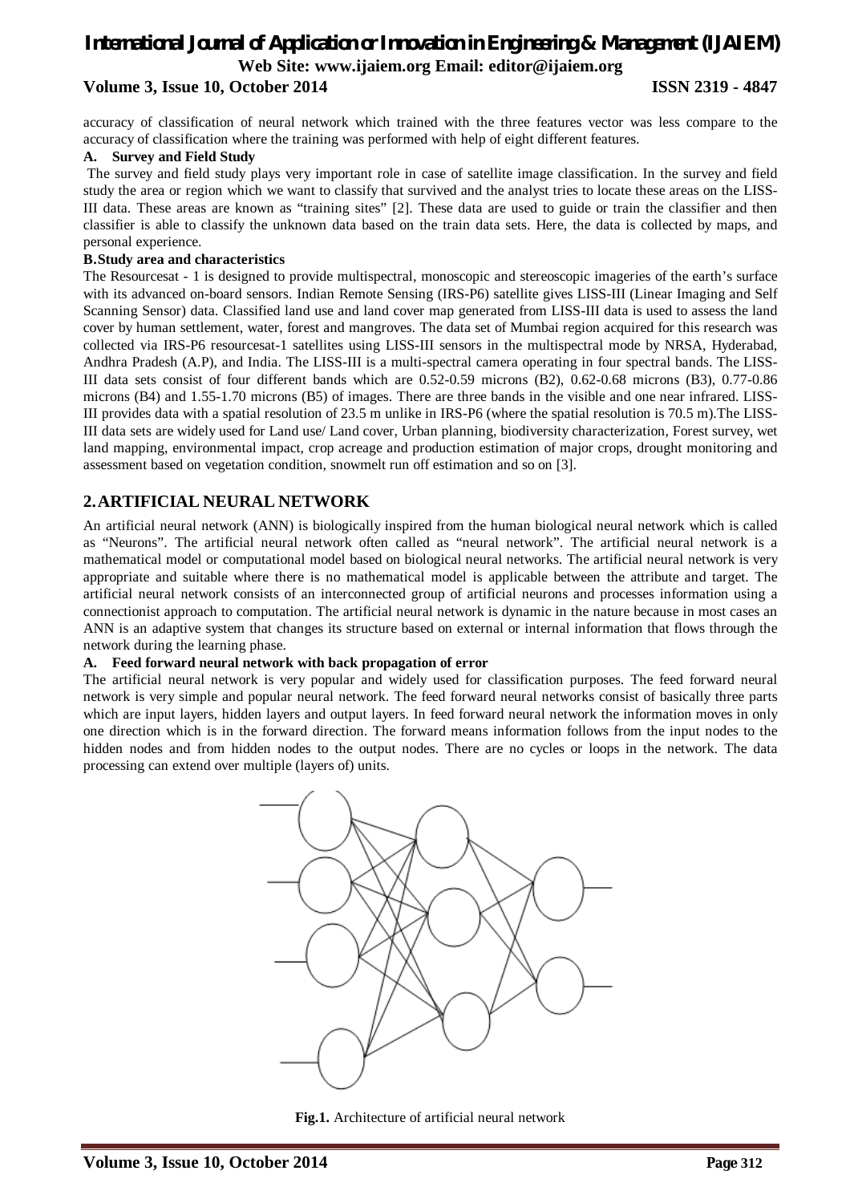accuracy of classification of neural network which trained with the three features vector was less compare to the accuracy of classification where the training was performed with help of eight different features.

**A. Survey and Field Study**

The survey and field study plays very important role in case of satellite image classification. In the survey and field study the area or region which we want to classify that survived and the analyst tries to locate these areas on the LISS-III data. These areas are known as "training sites" [2]. These data are used to guide or train the classifier and then classifier is able to classify the unknown data based on the train data sets. Here, the data is collected by maps, and personal experience.

**B. Study area and characteristics**

The Resourcesat - 1 is designed to provide multispectral, monoscopic and stereoscopic imageries of the earth's surface with its advanced on-board sensors. Indian Remote Sensing (IRS-P6) satellite gives LISS-III (Linear Imaging and Self Scanning Sensor) data. Classified land use and land cover map generated from LISS-III data is used to assess the land cover by human settlement, water, forest and mangroves. The data set of Mumbai region acquired for this research was collected via IRS-P6 resourcesat-1 satellites using LISS-III sensors in the multispectral mode by NRSA, Hyderabad, Andhra Pradesh (A.P), and India. The LISS-III is a multi-spectral camera operating in four spectral bands. The LISS-III data sets consist of four different bands which are 0.52-0.59 microns (B2), 0.62-0.68 microns (B3), 0.77-0.86 microns (B4) and 1.55-1.70 microns (B5) of images. There are three bands in the visible and one near infrared. LISS-III provides data with a spatial resolution of 23.5 m unlike in IRS-P6 (where the spatial resolution is 70.5 m).The LISS-III data sets are widely used for Land use/ Land cover, Urban planning, biodiversity characterization, Forest survey, wet land mapping, environmental impact, crop acreage and production estimation of major crops, drought monitoring and assessment based on vegetation condition, snowmelt run off estimation and so on [3].

## 2. ARTIFICIAL NEURAL NETWORK

An artificial neural network (ANN) is biologically inspired from the human biological neural network which is called as "Neurons". The artificial neural network often called as "neural network". The artificial neural network is a mathematical model or computational model based on biological neural networks. The artificial neural network is very appropriate and suitable where there is no mathematical model is applicable between the attribute and target. The artificial neural network consists of an interconnected group of artificial neurons and processes information using a connectionist approach to computation. The artificial neural network is dynamic in the nature because in most cases an ANN is an adaptive system that changes its structure based on external or internal information that flows through the network during the learning phase.

**A. Feed forward neural network with back propagation of error**

The artificial neural network is very popular and widely used for classification purposes. The feed forward neural network is very simple and popular neural network. The feed forward neural networks consist of basically three parts which are input layers, hidden layers and output layers. In feed forward neural network the information moves in only one direction which is in the forward direction. The forward means information follows from the input nodes to the hidden nodes and from hidden nodes to the output nodes. There are no cycles or loops in the network. The data processing can extend over multiple (layers of) units.

**Fig.1.** Architecture of artificial neural network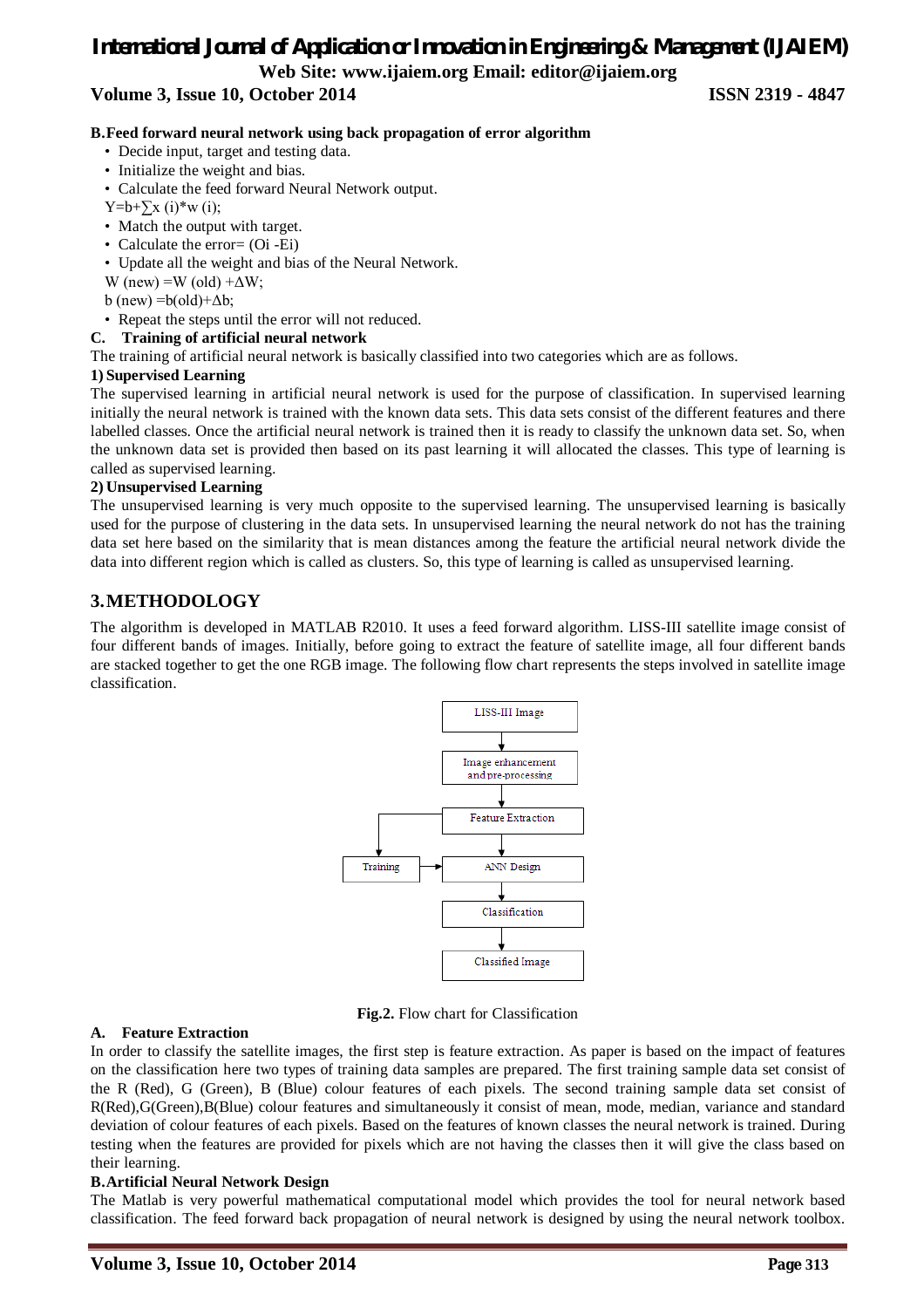**B.Feed forward neural network using back propagation of error algorithm**

- Decide input, target and testing data.
- Initialize the weight and bias.
- Calculate the feed forward Neural Network output.

$Y=b+\sum x(i)*w(i)$;

- Match the output with target.
- Calculate the error= $(O_i - E_i)$
- Update all the weight and bias of the Neural Network.

$W(new) = W(old) + \Delta W$;

$b(new) = b(old) + \Delta b$;

- Repeat the steps until the error will not reduced.

**C. Training of artificial neural network**

The training of artificial neural network is basically classified into two categories which are as follows.

**1) Supervised Learning**

The supervised learning in artificial neural network is used for the purpose of classification. In supervised learning initially the neural network is trained with the known data sets. This data sets consist of the different features and there labelled classes. Once the artificial neural network is trained then it is ready to classify the unknown data set. So, when the unknown data set is provided then based on its past learning it will allocated the classes. This type of learning is called as supervised learning.

**2) Unsupervised Learning**

The unsupervised learning is very much opposite to the supervised learning. The unsupervised learning is basically used for the purpose of clustering in the data sets. In unsupervised learning the neural network do not has the training data set here based on the similarity that is mean distances among the feature the artificial neural network divide the data into different region which is called as clusters. So, this type of learning is called as unsupervised learning.

## 3. METHODOLOGY

The algorithm is developed in MATLAB R2010. It uses a feed forward algorithm. LISS-III satellite image consist of four different bands of images. Initially, before going to extract the feature of satellite image, all four different bands are stacked together to get the one RGB image. The following flow chart represents the steps involved in satellite image classification.

LISS-III Image → Image enhancement and pre-processing → Feature Extraction → ANN Design (with Training input from Feature Extraction) → Classification → Classified Image

**Fig.2.** Flow chart for Classification

**A. Feature Extraction**

In order to classify the satellite images, the first step is feature extraction. As paper is based on the impact of features on the classification here two types of training data samples are prepared. The first training sample data set consist of the R (Red), G (Green), B (Blue) colour features of each pixels. The second training sample data set consist of R(Red),G(Green),B(Blue) colour features and simultaneously it consist of mean, mode, median, variance and standard deviation of colour features of each pixels. Based on the features of known classes the neural network is trained. During testing when the features are provided for pixels which are not having the classes then it will give the class based on their learning.

**B.Artificial Neural Network Design**

The Matlab is very powerful mathematical computational model which provides the tool for neural network based classification. The feed forward back propagation of neural network is designed by using the neural network toolbox.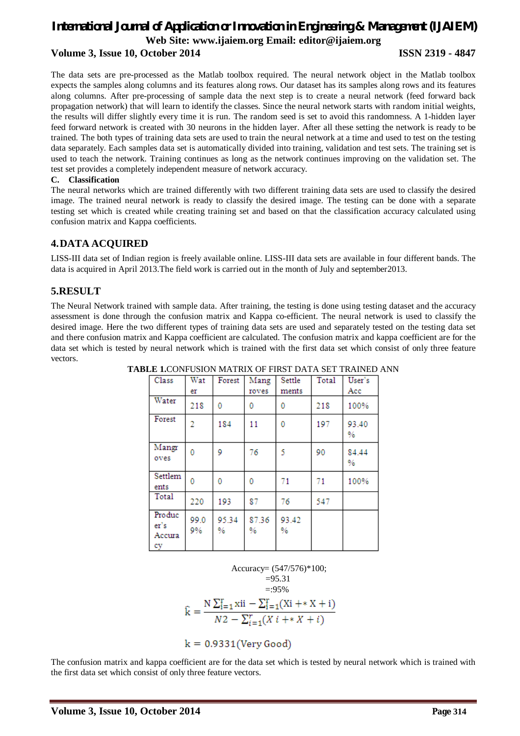The data sets are pre-processed as the Matlab toolbox required. The neural network object in the Matlab toolbox expects the samples along columns and its features along rows. Our dataset has its samples along rows and its features along columns. After pre-processing of sample data the next step is to create a neural network (feed forward back propagation network) that will learn to identify the classes. Since the neural network starts with random initial weights, the results will differ slightly every time it is run. The random seed is set to avoid this randomness. A 1-hidden layer feed forward network is created with 30 neurons in the hidden layer. After all these setting the network is ready to be trained. The both types of training data sets are used to train the neural network at a time and used to test on the testing data separately. Each samples data set is automatically divided into training, validation and test sets. The training set is used to teach the network. Training continues as long as the network continues improving on the validation set. The test set provides a completely independent measure of network accuracy.

**C. Classification**

The neural networks which are trained differently with two different training data sets are used to classify the desired image. The trained neural network is ready to classify the desired image. The testing can be done with a separate testing set which is created while creating training set and based on that the classification accuracy calculated using confusion matrix and Kappa coefficients.

## 4.DATA ACQUIRED

LISS-III data set of Indian region is freely available online. LISS-III data sets are available in four different bands. The data is acquired in April 2013.The field work is carried out in the month of July and september2013.

## 5.RESULT

The Neural Network trained with sample data. After training, the testing is done using testing dataset and the accuracy assessment is done through the confusion matrix and Kappa co-efficient. The neural network is used to classify the desired image. Here the two different types of training data sets are used and separately tested on the testing data set and there confusion matrix and Kappa coefficient are calculated. The confusion matrix and kappa coefficient are for the data set which is tested by neural network which is trained with the first data set which consist of only three feature vectors.

**TABLE 1.**CONFUSION MATRIX OF FIRST DATA SET TRAINED ANN

| Class | Water | Forest | Mangroves | Settlements | Total | User's Acc |
|---|---|---|---|---|---|---|
| Water | 218 | 0 | 0 | 0 | 218 | 100% |
| Forest | 2 | 184 | 11 | 0 | 197 | 93.40 % |
| Mangroves | 0 | 9 | 76 | 5 | 90 | 84.44 % |
| Settlements | 0 | 0 | 0 | 71 | 71 | 100% |
| Total | 220 | 193 | 87 | 76 | 547 | |
| Producer's Accuracy | 99.09% | 95.34 % | 87.36 % | 93.42 % | | |

Accuracy= (547/576)*100;
=95.31
=:95%

$$\hat{k} = \frac{N \sum_{i=1}^{r} xii - \sum_{i=1}^{r}(Xi + * X + i)}{N2 - \sum_{i=1}^{r}(X\, i + * X + i)}$$

$$k = 0.9331(\text{Very Good})$$

The confusion matrix and kappa coefficient are for the data set which is tested by neural network which is trained with the first data set which consist of only three feature vectors.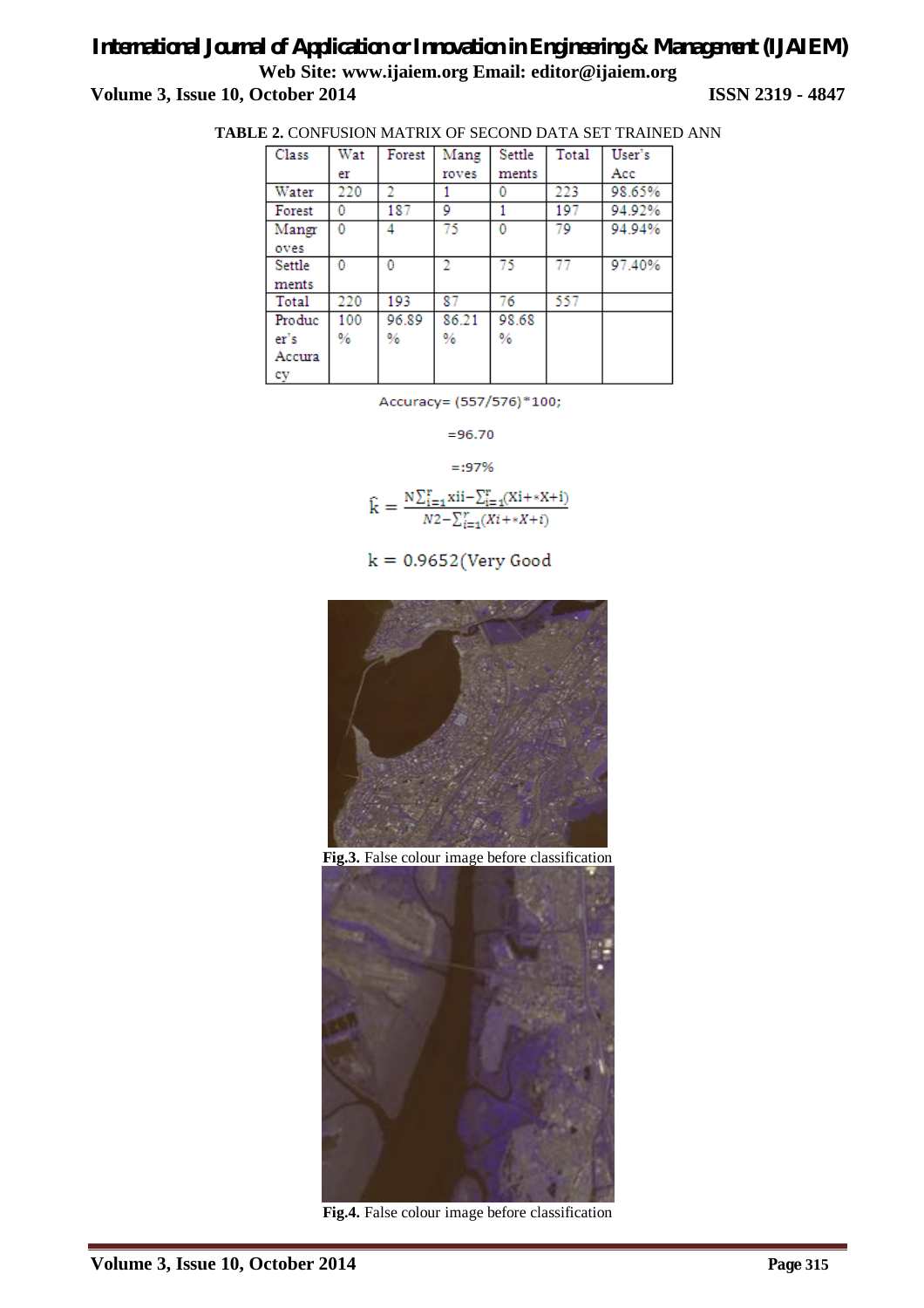**TABLE 2.** CONFUSION MATRIX OF SECOND DATA SET TRAINED ANN

| Class | Water | Forest | Mangroves | Settlements | Total | User's Acc |
|---|---|---|---|---|---|---|
| Water | 220 | 2 | 1 | 0 | 223 | 98.65% |
| Forest | 0 | 187 | 9 | 1 | 197 | 94.92% |
| Mangroves | 0 | 4 | 75 | 0 | 79 | 94.94% |
| Settlements | 0 | 0 | 2 | 75 | 77 | 97.40% |
| Total | 220 | 193 | 87 | 76 | 557 | |
| Producer's Accuracy | 100 % | 96.89 % | 86.21 % | 98.68 % | | |

Accuracy= (557/576)*100;

=96.70

=:97%

$$\hat{k} = \frac{N\sum_{i=1}^{r} x_{ii} - \sum_{i=1}^{r}(X_{i+} * X_{+i})}{N^2 - \sum_{i=1}^{r}(X_{i+} * X_{+i})}$$

k = 0.9652(Very Good

**Fig.3.** False colour image before classification

**Fig.4.** False colour image before classification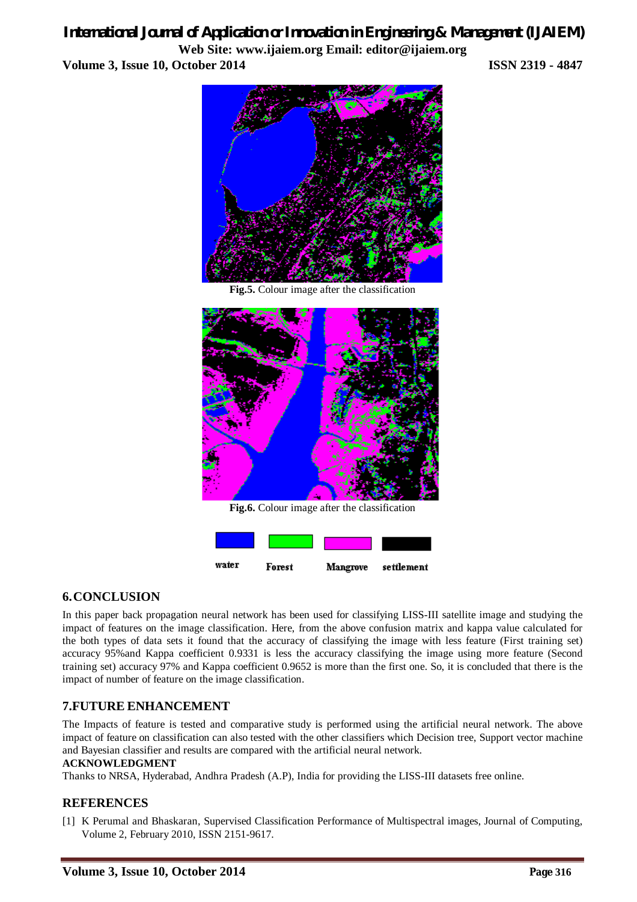Fig.5. Colour image after the classification

Fig.6. Colour image after the classification

water Forest Mangrove settlement

## 6. CONCLUSION

In this paper back propagation neural network has been used for classifying LISS-III satellite image and studying the impact of features on the image classification. Here, from the above confusion matrix and kappa value calculated for the both types of data sets it found that the accuracy of classifying the image with less feature (First training set) accuracy 95%and Kappa coefficient 0.9331 is less the accuracy classifying the image using more feature (Second training set) accuracy 97% and Kappa coefficient 0.9652 is more than the first one. So, it is concluded that there is the impact of number of feature on the image classification.

## 7. FUTURE ENHANCEMENT

The Impacts of feature is tested and comparative study is performed using the artificial neural network. The above impact of feature on classification can also tested with the other classifiers which Decision tree, Support vector machine and Bayesian classifier and results are compared with the artificial neural network.

**ACKNOWLEDGMENT**

Thanks to NRSA, Hyderabad, Andhra Pradesh (A.P), India for providing the LISS-III datasets free online.

## REFERENCES

[1] K Perumal and Bhaskaran, Supervised Classification Performance of Multispectral images, Journal of Computing, Volume 2, February 2010, ISSN 2151-9617.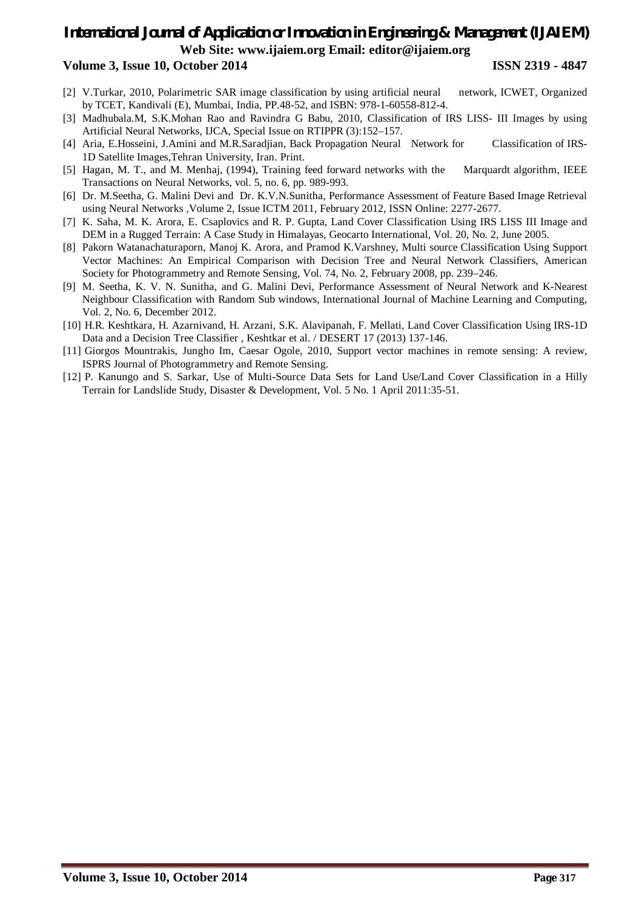[2] V.Turkar, 2010, Polarimetric SAR image classification by using artificial neural network, ICWET, Organized by TCET, Kandivali (E), Mumbai, India, PP.48-52, and ISBN: 978-1-60558-812-4.

[3] Madhubala.M, S.K.Mohan Rao and Ravindra G Babu, 2010, Classification of IRS LISS- III Images by using Artificial Neural Networks, IJCA, Special Issue on RTIPPR (3):152–157.

[4] Aria, E.Hosseini, J.Amini and M.R.Saradjian, Back Propagation Neural Network for Classification of IRS-1D Satellite Images,Tehran University, Iran. Print.

[5] Hagan, M. T., and M. Menhaj, (1994), Training feed forward networks with the Marquardt algorithm, IEEE Transactions on Neural Networks, vol. 5, no. 6, pp. 989-993.

[6] Dr. M.Seetha, G. Malini Devi and Dr. K.V.N.Sunitha, Performance Assessment of Feature Based Image Retrieval using Neural Networks ,Volume 2, Issue ICTM 2011, February 2012, ISSN Online: 2277-2677.

[7] K. Saha, M. K. Arora, E. Csaplovics and R. P. Gupta, Land Cover Classification Using IRS LISS III Image and DEM in a Rugged Terrain: A Case Study in Himalayas, Geocarto International, Vol. 20, No. 2, June 2005.

[8] Pakorn Watanachaturaporn, Manoj K. Arora, and Pramod K.Varshney, Multi source Classification Using Support Vector Machines: An Empirical Comparison with Decision Tree and Neural Network Classifiers, American Society for Photogrammetry and Remote Sensing, Vol. 74, No. 2, February 2008, pp. 239–246.

[9] M. Seetha, K. V. N. Sunitha, and G. Malini Devi, Performance Assessment of Neural Network and K-Nearest Neighbour Classification with Random Sub windows, International Journal of Machine Learning and Computing, Vol. 2, No. 6, December 2012.

[10] H.R. Keshtkara, H. Azarnivand, H. Arzani, S.K. Alavipanah, F. Mellati, Land Cover Classification Using IRS-1D Data and a Decision Tree Classifier , Keshtkar et al. / DESERT 17 (2013) 137-146.

[11] Giorgos Mountrakis, Jungho Im, Caesar Ogole, 2010, Support vector machines in remote sensing: A review, ISPRS Journal of Photogrammetry and Remote Sensing.

[12] P. Kanungo and S. Sarkar, Use of Multi-Source Data Sets for Land Use/Land Cover Classification in a Hilly Terrain for Landslide Study, Disaster & Development, Vol. 5 No. 1 April 2011:35-51.